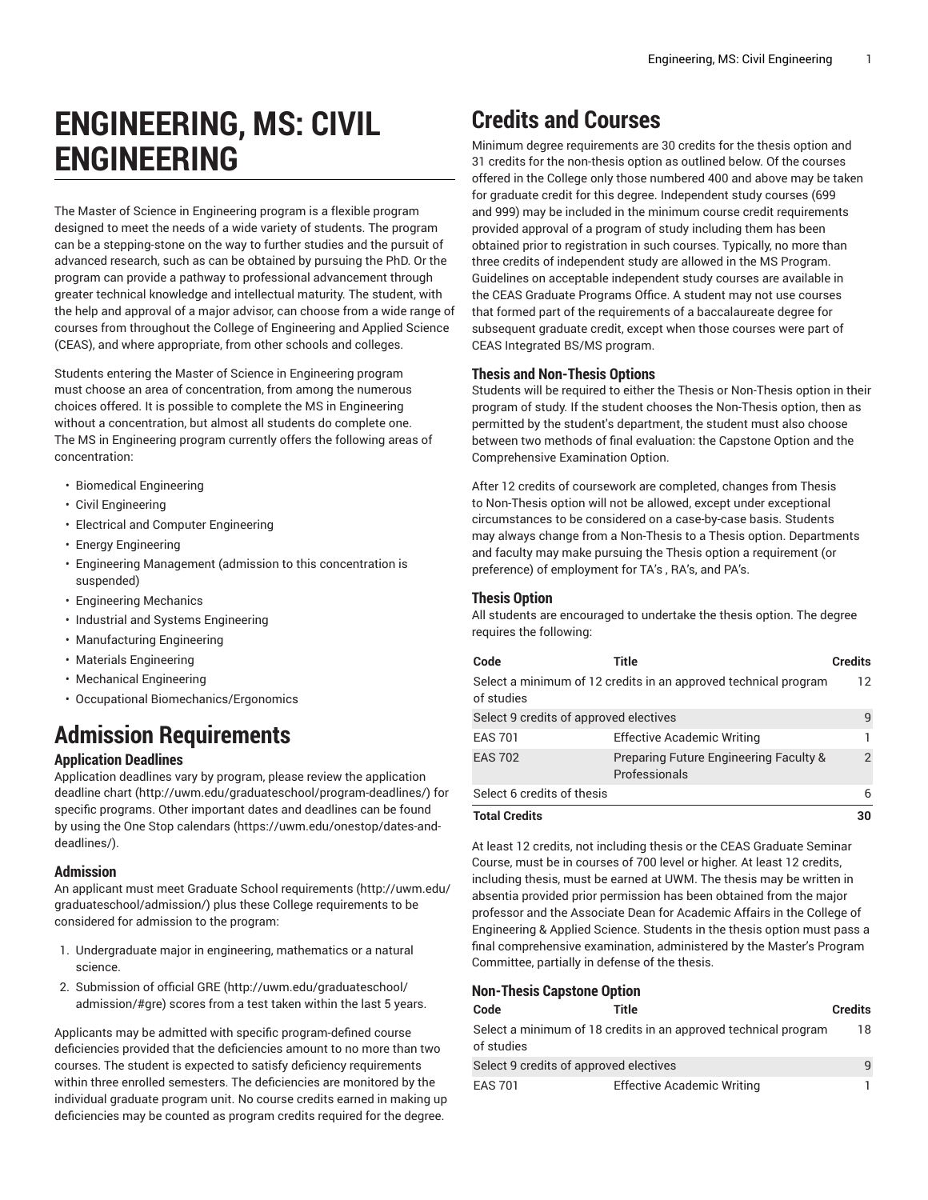# ENGINEERING, MS: CIVIL ENGINEERING

The Master of Science in Engineering program is a flexible program designed to meet the needs of a wide variety of students. The program can be a stepping-stone on the way to further studies and the pursuit of advanced research, such as can be obtained by pursuing the PhD. Or the program can provide a pathway to professional advancement through greater technical knowledge and intellectual maturity. The student, with the help and approval of a major advisor, can choose from a wide range of courses from throughout the College of Engineering and Applied Science (CEAS), and where appropriate, from other schools and colleges.

Students entering the Master of Science in Engineering program must choose an area of concentration, from among the numerous choices offered. It is possible to complete the MS in Engineering without a concentration, but almost all students do complete one. The MS in Engineering program currently offers the following areas of concentration:

- Biomedical Engineering
- Civil Engineering
- Electrical and Computer Engineering
- Energy Engineering
- Engineering Management (admission to this concentration is suspended)
- Engineering Mechanics
- Industrial and Systems Engineering
- Manufacturing Engineering
- Materials Engineering
- Mechanical Engineering
- Occupational Biomechanics/Ergonomics

## Admission Requirements

### Application Deadlines

Application deadlines vary by program, please review the application deadline chart (http://uwm.edu/graduateschool/program-deadlines/) for specific programs. Other important dates and deadlines can be found by using the One Stop calendars (https://uwm.edu/onestop/dates-and-deadlines/).

### Admission

An applicant must meet Graduate School requirements (http://uwm.edu/graduateschool/admission/) plus these College requirements to be considered for admission to the program:

1. Undergraduate major in engineering, mathematics or a natural science.
2. Submission of official GRE (http://uwm.edu/graduateschool/admission/#gre) scores from a test taken within the last 5 years.

Applicants may be admitted with specific program-defined course deficiencies provided that the deficiencies amount to no more than two courses. The student is expected to satisfy deficiency requirements within three enrolled semesters. The deficiencies are monitored by the individual graduate program unit. No course credits earned in making up deficiencies may be counted as program credits required for the degree.

## Credits and Courses

Minimum degree requirements are 30 credits for the thesis option and 31 credits for the non-thesis option as outlined below. Of the courses offered in the College only those numbered 400 and above may be taken for graduate credit for this degree. Independent study courses (699 and 999) may be included in the minimum course credit requirements provided approval of a program of study including them has been obtained prior to registration in such courses. Typically, no more than three credits of independent study are allowed in the MS Program. Guidelines on acceptable independent study courses are available in the CEAS Graduate Programs Office. A student may not use courses that formed part of the requirements of a baccalaureate degree for subsequent graduate credit, except when those courses were part of CEAS Integrated BS/MS program.

### Thesis and Non-Thesis Options

Students will be required to either the Thesis or Non-Thesis option in their program of study. If the student chooses the Non-Thesis option, then as permitted by the student's department, the student must also choose between two methods of final evaluation: the Capstone Option and the Comprehensive Examination Option.

After 12 credits of coursework are completed, changes from Thesis to Non-Thesis option will not be allowed, except under exceptional circumstances to be considered on a case-by-case basis. Students may always change from a Non-Thesis to a Thesis option. Departments and faculty may make pursuing the Thesis option a requirement (or preference) of employment for TA's , RA's, and PA's.

### Thesis Option

All students are encouraged to undertake the thesis option. The degree requires the following:

| Code | Title | Credits |
|---|---|---|
| Select a minimum of 12 credits in an approved technical program of studies | | 12 |
| Select 9 credits of approved electives | | 9 |
| EAS 701 | Effective Academic Writing | 1 |
| EAS 702 | Preparing Future Engineering Faculty & Professionals | 2 |
| Select 6 credits of thesis | | 6 |
| **Total Credits** | | **30** |

At least 12 credits, not including thesis or the CEAS Graduate Seminar Course, must be in courses of 700 level or higher. At least 12 credits, including thesis, must be earned at UWM. The thesis may be written in absentia provided prior permission has been obtained from the major professor and the Associate Dean for Academic Affairs in the College of Engineering & Applied Science. Students in the thesis option must pass a final comprehensive examination, administered by the Master's Program Committee, partially in defense of the thesis.

### Non-Thesis Capstone Option

| Code | Title | Credits |
|---|---|---|
| Select a minimum of 18 credits in an approved technical program of studies | | 18 |
| Select 9 credits of approved electives | | 9 |
| EAS 701 | Effective Academic Writing | 1 |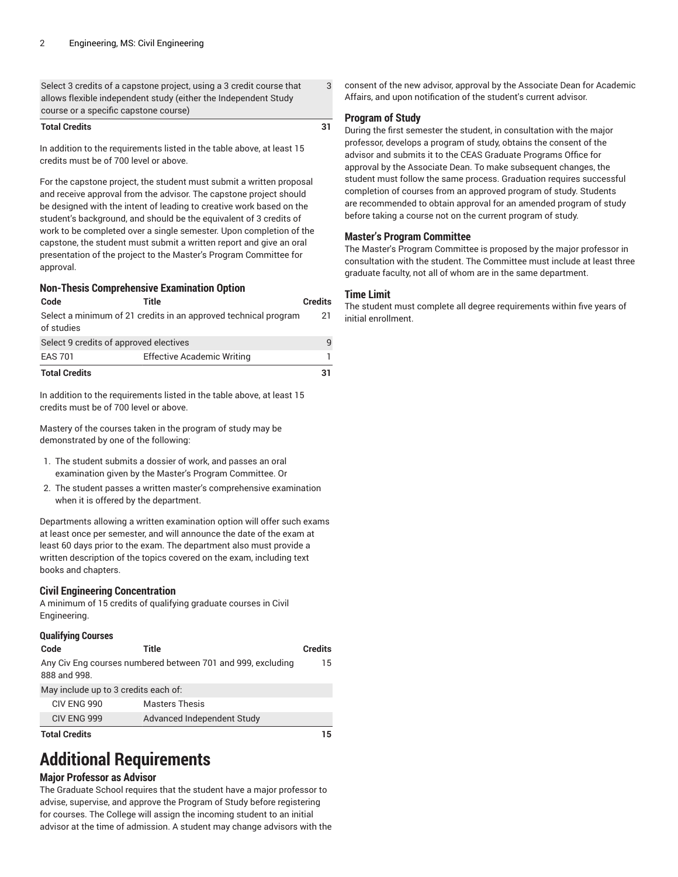| | | |
|---|---|---|
| Select 3 credits of a capstone project, using a 3 credit course that allows flexible independent study (either the Independent Study course or a specific capstone course) | | 3 |
| **Total Credits** | | **31** |

In addition to the requirements listed in the table above, at least 15 credits must be of 700 level or above.

For the capstone project, the student must submit a written proposal and receive approval from the advisor. The capstone project should be designed with the intent of leading to creative work based on the student's background, and should be the equivalent of 3 credits of work to be completed over a single semester. Upon completion of the capstone, the student must submit a written report and give an oral presentation of the project to the Master's Program Committee for approval.

### Non-Thesis Comprehensive Examination Option

| Code | Title | Credits |
|---|---|---|
| Select a minimum of 21 credits in an approved technical program of studies | | 21 |
| Select 9 credits of approved electives | | 9 |
| EAS 701 | Effective Academic Writing | 1 |
| **Total Credits** | | **31** |

In addition to the requirements listed in the table above, at least 15 credits must be of 700 level or above.

Mastery of the courses taken in the program of study may be demonstrated by one of the following:

1. The student submits a dossier of work, and passes an oral examination given by the Master's Program Committee. Or
2. The student passes a written master's comprehensive examination when it is offered by the department.

Departments allowing a written examination option will offer such exams at least once per semester, and will announce the date of the exam at least 60 days prior to the exam. The department also must provide a written description of the topics covered on the exam, including text books and chapters.

### Civil Engineering Concentration

A minimum of 15 credits of qualifying graduate courses in Civil Engineering.

#### Qualifying Courses

| Code | Title | Credits |
|---|---|---|
| Any Civ Eng courses numbered between 701 and 999, excluding 888 and 998. | | 15 |
| May include up to 3 credits each of: | | |
| CIV ENG 990 | Masters Thesis | |
| CIV ENG 999 | Advanced Independent Study | |
| **Total Credits** | | **15** |

## Additional Requirements

### Major Professor as Advisor

The Graduate School requires that the student have a major professor to advise, supervise, and approve the Program of Study before registering for courses. The College will assign the incoming student to an initial advisor at the time of admission. A student may change advisors with the consent of the new advisor, approval by the Associate Dean for Academic Affairs, and upon notification of the student's current advisor.

### Program of Study

During the first semester the student, in consultation with the major professor, develops a program of study, obtains the consent of the advisor and submits it to the CEAS Graduate Programs Office for approval by the Associate Dean. To make subsequent changes, the student must follow the same process. Graduation requires successful completion of courses from an approved program of study. Students are recommended to obtain approval for an amended program of study before taking a course not on the current program of study.

### Master's Program Committee

The Master's Program Committee is proposed by the major professor in consultation with the student. The Committee must include at least three graduate faculty, not all of whom are in the same department.

### Time Limit

The student must complete all degree requirements within five years of initial enrollment.